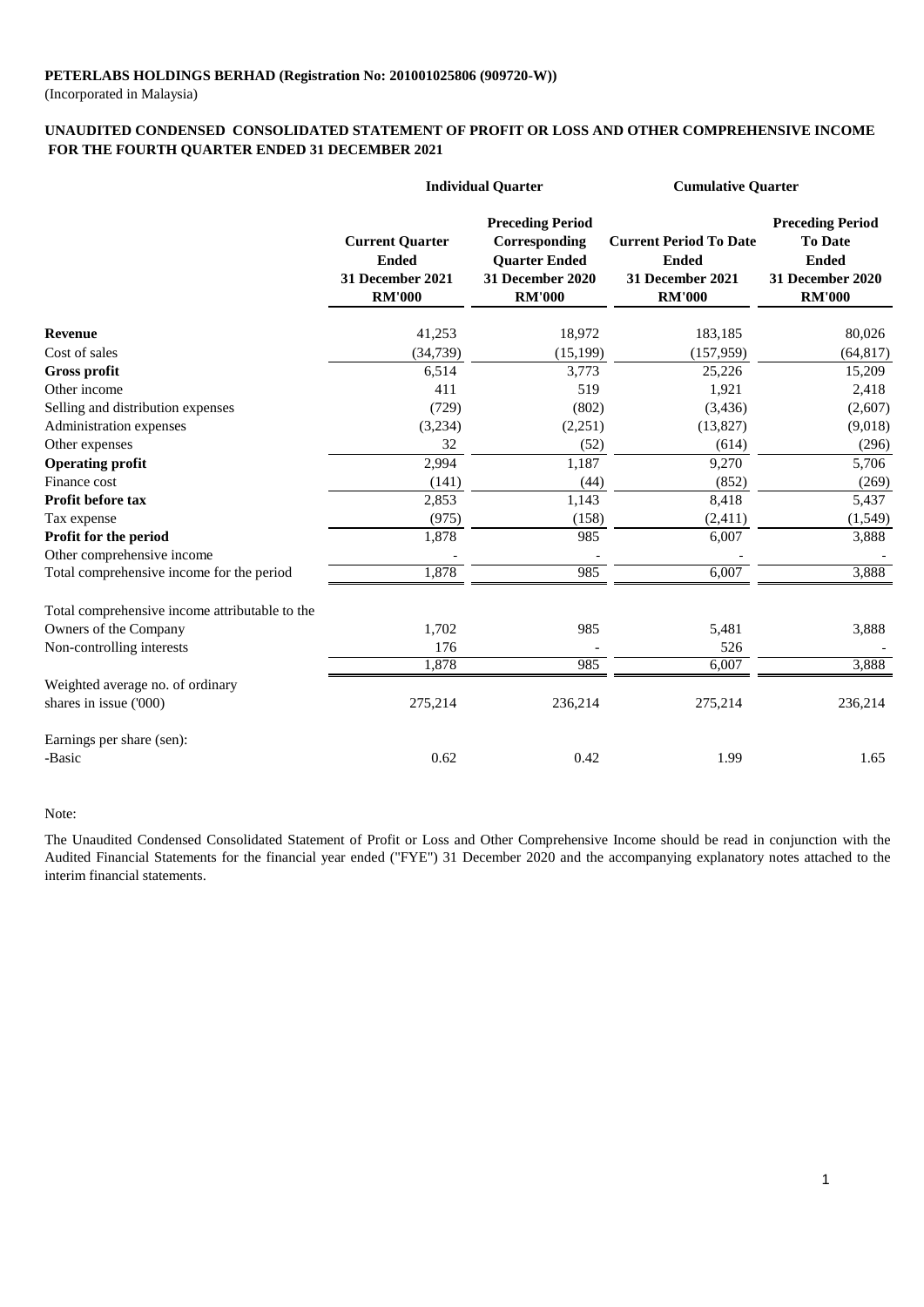**PETERLABS HOLDINGS BERHAD (Registration No: 201001025806 (909720-W))**

(Incorporated in Malaysia)

**UNAUDITED CONDENSED CONSOLIDATED STATEMENT OF PROFIT OR LOSS AND OTHER COMPREHENSIVE INCOME FOR THE FOURTH QUARTER ENDED 31 DECEMBER 2021**

| | Individual Quarter | | Cumulative Quarter | |
|---|---|---|---|---|
| | **Current Quarter Ended 31 December 2021 RM'000** | **Preceding Period Corresponding Quarter Ended 31 December 2020 RM'000** | **Current Period To Date Ended 31 December 2021 RM'000** | **Preceding Period To Date Ended 31 December 2020 RM'000** |
| **Revenue** | 41,253 | 18,972 | 183,185 | 80,026 |
| Cost of sales | (34,739) | (15,199) | (157,959) | (64,817) |
| **Gross profit** | 6,514 | 3,773 | 25,226 | 15,209 |
| Other income | 411 | 519 | 1,921 | 2,418 |
| Selling and distribution expenses | (729) | (802) | (3,436) | (2,607) |
| Administration expenses | (3,234) | (2,251) | (13,827) | (9,018) |
| Other expenses | 32 | (52) | (614) | (296) |
| **Operating profit** | 2,994 | 1,187 | 9,270 | 5,706 |
| Finance cost | (141) | (44) | (852) | (269) |
| **Profit before tax** | 2,853 | 1,143 | 8,418 | 5,437 |
| Tax expense | (975) | (158) | (2,411) | (1,549) |
| **Profit for the period** | 1,878 | 985 | 6,007 | 3,888 |
| Other comprehensive income | - | - | - | - |
| Total comprehensive income for the period | 1,878 | 985 | 6,007 | 3,888 |
| | | | | |
| Total comprehensive income attributable to the | | | | |
| Owners of the Company | 1,702 | 985 | 5,481 | 3,888 |
| Non-controlling interests | 176 | - | 526 | - |
| | 1,878 | 985 | 6,007 | 3,888 |
| Weighted average no. of ordinary shares in issue ('000) | 275,214 | 236,214 | 275,214 | 236,214 |
| | | | | |
| Earnings per share (sen): | | | | |
| -Basic | 0.62 | 0.42 | 1.99 | 1.65 |

Note:

The Unaudited Condensed Consolidated Statement of Profit or Loss and Other Comprehensive Income should be read in conjunction with the Audited Financial Statements for the financial year ended ("FYE") 31 December 2020 and the accompanying explanatory notes attached to the interim financial statements.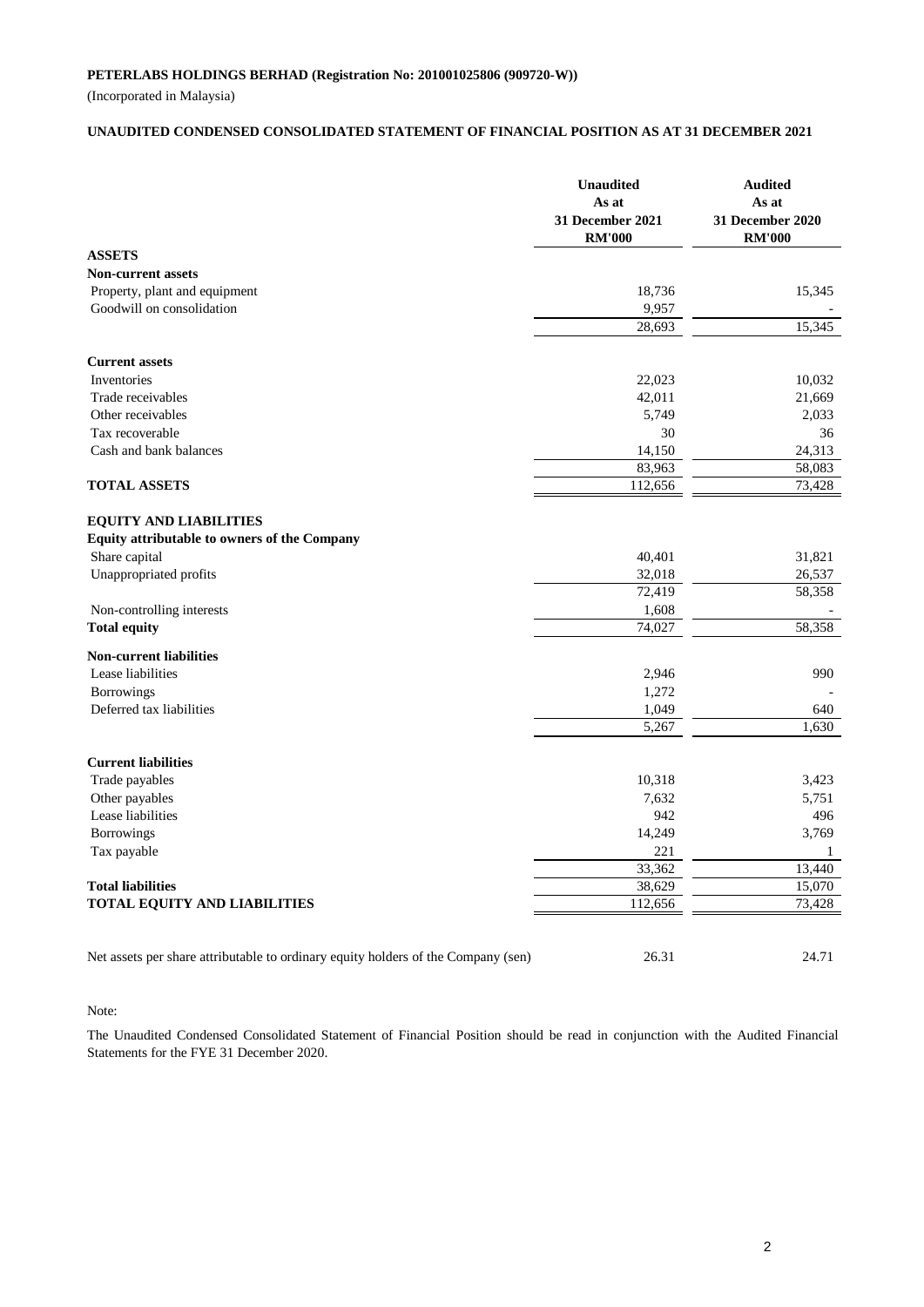**PETERLABS HOLDINGS BERHAD (Registration No: 201001025806 (909720-W))**

(Incorporated in Malaysia)

**UNAUDITED CONDENSED CONSOLIDATED STATEMENT OF FINANCIAL POSITION AS AT 31 DECEMBER 2021**

| | Unaudited As at 31 December 2021 RM'000 | Audited As at 31 December 2020 RM'000 |
|---|---|---|
| **ASSETS** | | |
| **Non-current assets** | | |
| Property, plant and equipment | 18,736 | 15,345 |
| Goodwill on consolidation | 9,957 | - |
| | 28,693 | 15,345 |
| **Current assets** | | |
| Inventories | 22,023 | 10,032 |
| Trade receivables | 42,011 | 21,669 |
| Other receivables | 5,749 | 2,033 |
| Tax recoverable | 30 | 36 |
| Cash and bank balances | 14,150 | 24,313 |
| | 83,963 | 58,083 |
| **TOTAL ASSETS** | 112,656 | 73,428 |
| **EQUITY AND LIABILITIES** | | |
| **Equity attributable to owners of the Company** | | |
| Share capital | 40,401 | 31,821 |
| Unappropriated profits | 32,018 | 26,537 |
| | 72,419 | 58,358 |
| Non-controlling interests | 1,608 | - |
| **Total equity** | 74,027 | 58,358 |
| **Non-current liabilities** | | |
| Lease liabilities | 2,946 | 990 |
| Borrowings | 1,272 | - |
| Deferred tax liabilities | 1,049 | 640 |
| | 5,267 | 1,630 |
| **Current liabilities** | | |
| Trade payables | 10,318 | 3,423 |
| Other payables | 7,632 | 5,751 |
| Lease liabilities | 942 | 496 |
| Borrowings | 14,249 | 3,769 |
| Tax payable | 221 | 1 |
| | 33,362 | 13,440 |
| **Total liabilities** | 38,629 | 15,070 |
| **TOTAL EQUITY AND LIABILITIES** | 112,656 | 73,428 |
| Net assets per share attributable to ordinary equity holders of the Company (sen) | 26.31 | 24.71 |

Note:

The Unaudited Condensed Consolidated Statement of Financial Position should be read in conjunction with the Audited Financial Statements for the FYE 31 December 2020.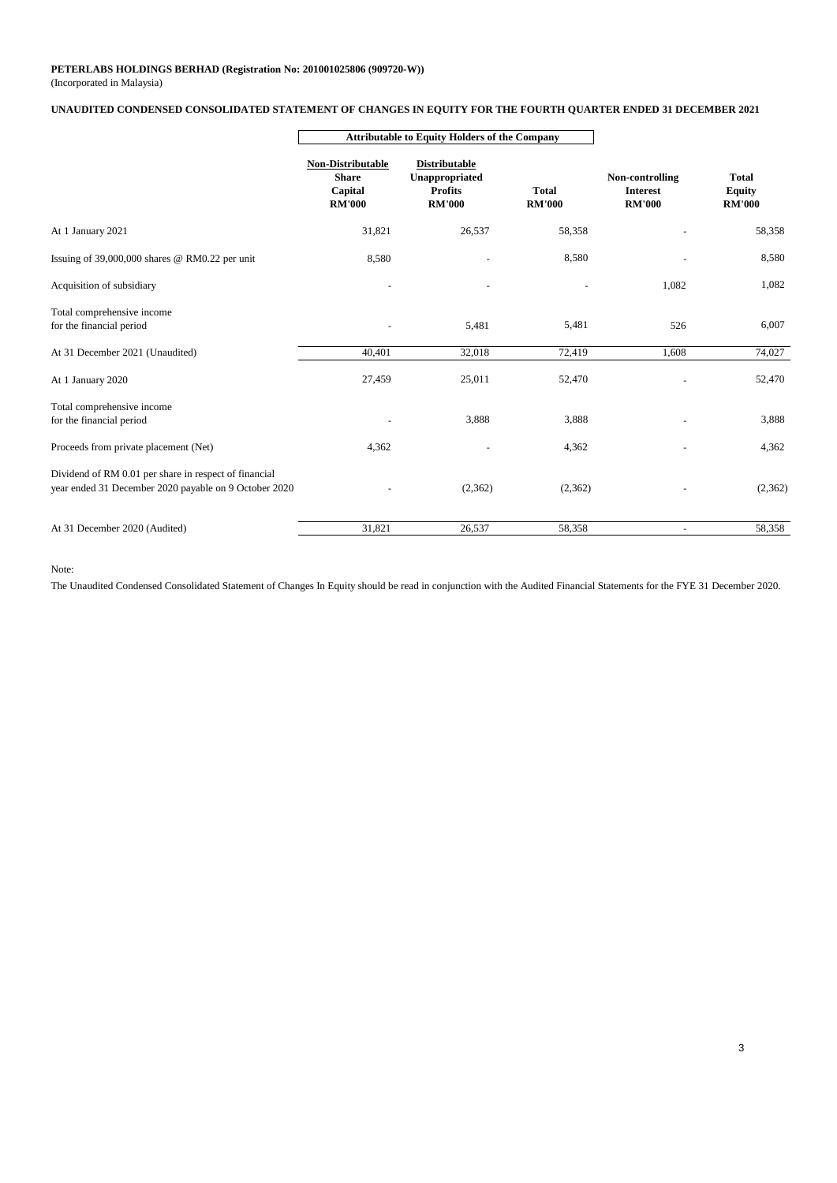**PETERLABS HOLDINGS BERHAD (Registration No: 201001025806 (909720-W))**
(Incorporated in Malaysia)

**UNAUDITED CONDENSED CONSOLIDATED STATEMENT OF CHANGES IN EQUITY FOR THE FOURTH QUARTER ENDED 31 DECEMBER 2021**

| | Attributable to Equity Holders of the Company | | | | |
|---|---|---|---|---|---|
| | **Non-Distributable Share Capital RM'000** | **Distributable Unappropriated Profits RM'000** | **Total RM'000** | **Non-controlling Interest RM'000** | **Total Equity RM'000** |
| At 1 January 2021 | 31,821 | 26,537 | 58,358 | - | 58,358 |
| Issuing of 39,000,000 shares @ RM0.22 per unit | 8,580 | - | 8,580 | - | 8,580 |
| Acquisition of subsidiary | - | - | - | 1,082 | 1,082 |
| Total comprehensive income for the financial period | - | 5,481 | 5,481 | 526 | 6,007 |
| At 31 December 2021 (Unaudited) | 40,401 | 32,018 | 72,419 | 1,608 | 74,027 |
| At 1 January 2020 | 27,459 | 25,011 | 52,470 | - | 52,470 |
| Total comprehensive income for the financial period | - | 3,888 | 3,888 | - | 3,888 |
| Proceeds from private placement (Net) | 4,362 | - | 4,362 | - | 4,362 |
| Dividend of RM 0.01 per share in respect of financial year ended 31 December 2020 payable on 9 October 2020 | - | (2,362) | (2,362) | - | (2,362) |
| At 31 December 2020 (Audited) | 31,821 | 26,537 | 58,358 | - | 58,358 |

Note:

The Unaudited Condensed Consolidated Statement of Changes In Equity should be read in conjunction with the Audited Financial Statements for the FYE 31 December 2020.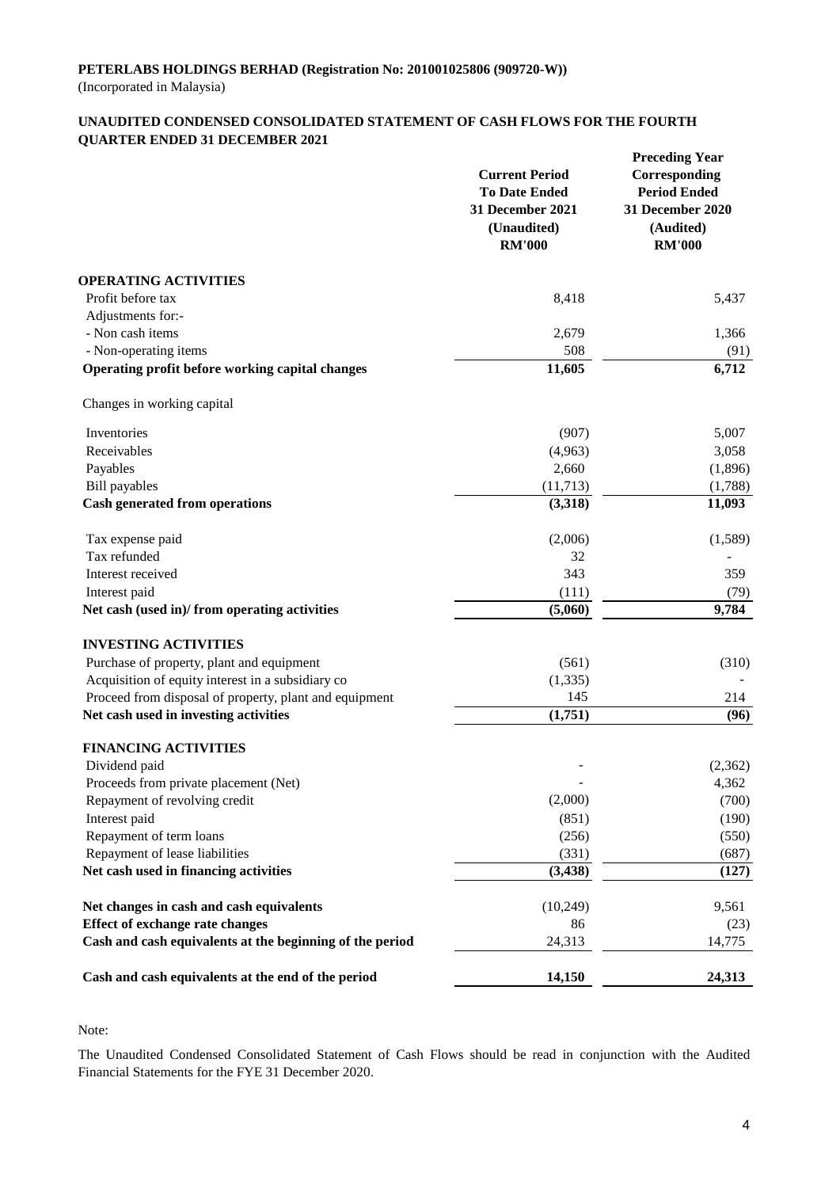**PETERLABS HOLDINGS BERHAD (Registration No: 201001025806 (909720-W))**

(Incorporated in Malaysia)

**UNAUDITED CONDENSED CONSOLIDATED STATEMENT OF CASH FLOWS FOR THE FOURTH QUARTER ENDED 31 DECEMBER 2021**

| | Current Period To Date Ended 31 December 2021 (Unaudited) RM'000 | Preceding Year Corresponding Period Ended 31 December 2020 (Audited) RM'000 |
|---|---|---|
| **OPERATING ACTIVITIES** | | |
| Profit before tax | 8,418 | 5,437 |
| Adjustments for:- | | |
| - Non cash items | 2,679 | 1,366 |
| - Non-operating items | 508 | (91) |
| **Operating profit before working capital changes** | **11,605** | **6,712** |
| Changes in working capital | | |
| Inventories | (907) | 5,007 |
| Receivables | (4,963) | 3,058 |
| Payables | 2,660 | (1,896) |
| Bill payables | (11,713) | (1,788) |
| **Cash generated from operations** | **(3,318)** | **11,093** |
| Tax expense paid | (2,006) | (1,589) |
| Tax refunded | 32 | - |
| Interest received | 343 | 359 |
| Interest paid | (111) | (79) |
| **Net cash (used in)/ from operating activities** | **(5,060)** | **9,784** |
| **INVESTING ACTIVITIES** | | |
| Purchase of property, plant and equipment | (561) | (310) |
| Acquisition of equity interest in a subsidiary co | (1,335) | - |
| Proceed from disposal of property, plant and equipment | 145 | 214 |
| **Net cash used in investing activities** | **(1,751)** | **(96)** |
| **FINANCING ACTIVITIES** | | |
| Dividend paid | - | (2,362) |
| Proceeds from private placement (Net) | - | 4,362 |
| Repayment of revolving credit | (2,000) | (700) |
| Interest paid | (851) | (190) |
| Repayment of term loans | (256) | (550) |
| Repayment of lease liabilities | (331) | (687) |
| **Net cash used in financing activities** | **(3,438)** | **(127)** |
| **Net changes in cash and cash equivalents** | (10,249) | 9,561 |
| **Effect of exchange rate changes** | 86 | (23) |
| **Cash and cash equivalents at the beginning of the period** | 24,313 | 14,775 |
| **Cash and cash equivalents at the end of the period** | **14,150** | **24,313** |

Note:

The Unaudited Condensed Consolidated Statement of Cash Flows should be read in conjunction with the Audited Financial Statements for the FYE 31 December 2020.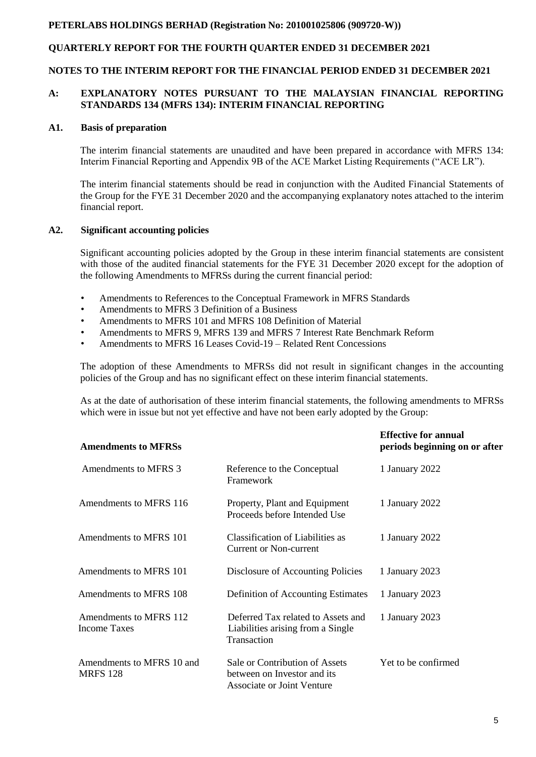**PETERLABS HOLDINGS BERHAD (Registration No: 201001025806 (909720-W))**

**QUARTERLY REPORT FOR THE FOURTH QUARTER ENDED 31 DECEMBER 2021**

**NOTES TO THE INTERIM REPORT FOR THE FINANCIAL PERIOD ENDED 31 DECEMBER 2021**

## A: EXPLANATORY NOTES PURSUANT TO THE MALAYSIAN FINANCIAL REPORTING STANDARDS 134 (MFRS 134): INTERIM FINANCIAL REPORTING

### A1. Basis of preparation

The interim financial statements are unaudited and have been prepared in accordance with MFRS 134: Interim Financial Reporting and Appendix 9B of the ACE Market Listing Requirements ("ACE LR").

The interim financial statements should be read in conjunction with the Audited Financial Statements of the Group for the FYE 31 December 2020 and the accompanying explanatory notes attached to the interim financial report.

### A2. Significant accounting policies

Significant accounting policies adopted by the Group in these interim financial statements are consistent with those of the audited financial statements for the FYE 31 December 2020 except for the adoption of the following Amendments to MFRSs during the current financial period:

- Amendments to References to the Conceptual Framework in MFRS Standards
- Amendments to MFRS 3 Definition of a Business
- Amendments to MFRS 101 and MFRS 108 Definition of Material
- Amendments to MFRS 9, MFRS 139 and MFRS 7 Interest Rate Benchmark Reform
- Amendments to MFRS 16 Leases Covid-19 – Related Rent Concessions

The adoption of these Amendments to MFRSs did not result in significant changes in the accounting policies of the Group and has no significant effect on these interim financial statements.

As at the date of authorisation of these interim financial statements, the following amendments to MFRSs which were in issue but not yet effective and have not been early adopted by the Group:

| Amendments to MFRSs | | Effective for annual periods beginning on or after |
|---|---|---|
| Amendments to MFRS 3 | Reference to the Conceptual Framework | 1 January 2022 |
| Amendments to MFRS 116 | Property, Plant and Equipment Proceeds before Intended Use | 1 January 2022 |
| Amendments to MFRS 101 | Classification of Liabilities as Current or Non-current | 1 January 2022 |
| Amendments to MFRS 101 | Disclosure of Accounting Policies | 1 January 2023 |
| Amendments to MFRS 108 | Definition of Accounting Estimates | 1 January 2023 |
| Amendments to MFRS 112 Income Taxes | Deferred Tax related to Assets and Liabilities arising from a Single Transaction | 1 January 2023 |
| Amendments to MFRS 10 and MRFS 128 | Sale or Contribution of Assets between on Investor and its Associate or Joint Venture | Yet to be confirmed |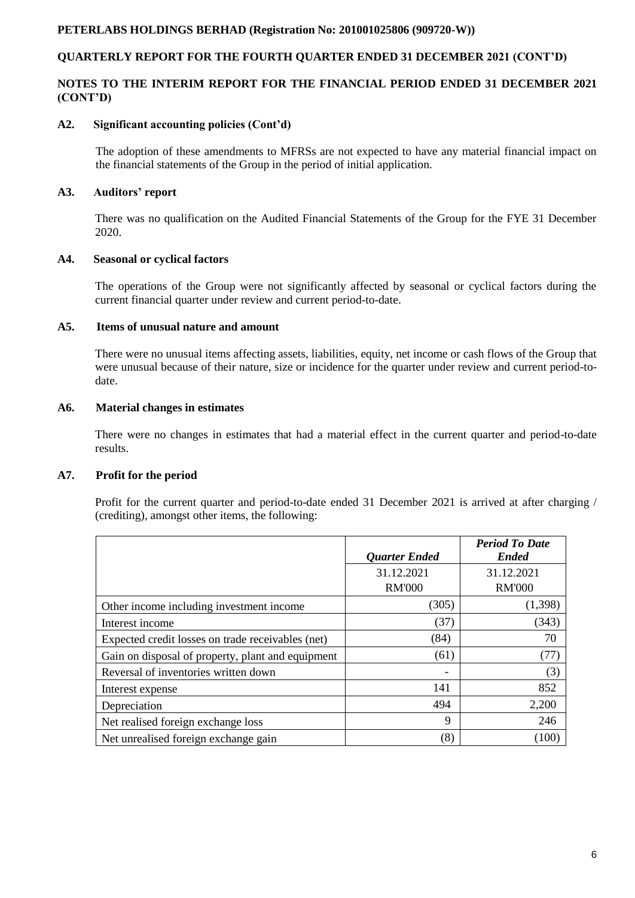**PETERLABS HOLDINGS BERHAD (Registration No: 201001025806 (909720-W))**

**QUARTERLY REPORT FOR THE FOURTH QUARTER ENDED 31 DECEMBER 2021 (CONT'D)**

**NOTES TO THE INTERIM REPORT FOR THE FINANCIAL PERIOD ENDED 31 DECEMBER 2021 (CONT'D)**

### A2. Significant accounting policies (Cont'd)

The adoption of these amendments to MFRSs are not expected to have any material financial impact on the financial statements of the Group in the period of initial application.

### A3. Auditors' report

There was no qualification on the Audited Financial Statements of the Group for the FYE 31 December 2020.

### A4. Seasonal or cyclical factors

The operations of the Group were not significantly affected by seasonal or cyclical factors during the current financial quarter under review and current period-to-date.

### A5. Items of unusual nature and amount

There were no unusual items affecting assets, liabilities, equity, net income or cash flows of the Group that were unusual because of their nature, size or incidence for the quarter under review and current period-to-date.

### A6. Material changes in estimates

There were no changes in estimates that had a material effect in the current quarter and period-to-date results.

### A7. Profit for the period

Profit for the current quarter and period-to-date ended 31 December 2021 is arrived at after charging / (crediting), amongst other items, the following:

| | *Quarter Ended* | *Period To Date Ended* |
|---|---|---|
| | 31.12.2021 | 31.12.2021 |
| | RM'000 | RM'000 |
| Other income including investment income | (305) | (1,398) |
| Interest income | (37) | (343) |
| Expected credit losses on trade receivables (net) | (84) | 70 |
| Gain on disposal of property, plant and equipment | (61) | (77) |
| Reversal of inventories written down | - | (3) |
| Interest expense | 141 | 852 |
| Depreciation | 494 | 2,200 |
| Net realised foreign exchange loss | 9 | 246 |
| Net unrealised foreign exchange gain | (8) | (100) |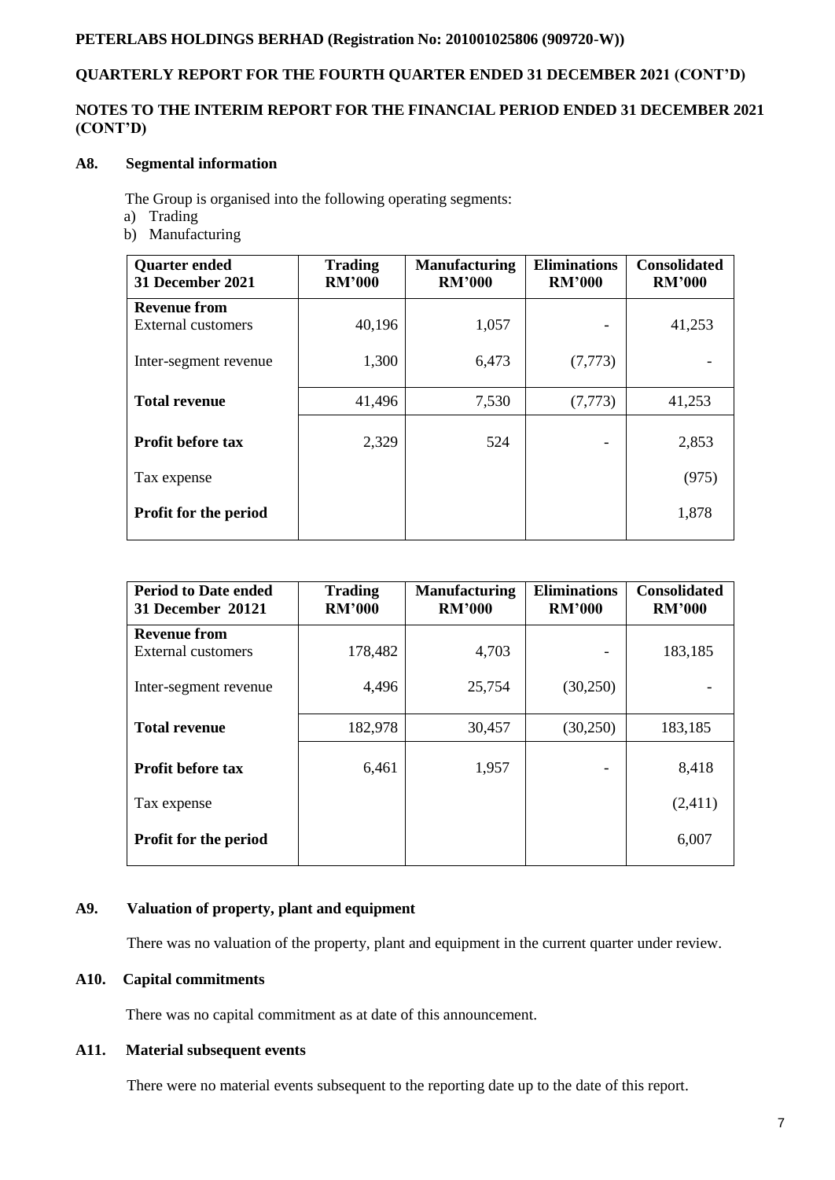**NOTES TO THE INTERIM REPORT FOR THE FINANCIAL PERIOD ENDED 31 DECEMBER 2021 (CONT'D)**

## A8. Segmental information

The Group is organised into the following operating segments:

a) Trading
b) Manufacturing

| Quarter ended 31 December 2021 | Trading RM'000 | Manufacturing RM'000 | Eliminations RM'000 | Consolidated RM'000 |
|---|---|---|---|---|
| **Revenue from** External customers | 40,196 | 1,057 | - | 41,253 |
| Inter-segment revenue | 1,300 | 6,473 | (7,773) | - |
| **Total revenue** | 41,496 | 7,530 | (7,773) | 41,253 |
| **Profit before tax** | 2,329 | 524 | - | 2,853 |
| Tax expense | | | | (975) |
| **Profit for the period** | | | | 1,878 |

| Period to Date ended 31 December 20121 | Trading RM'000 | Manufacturing RM'000 | Eliminations RM'000 | Consolidated RM'000 |
|---|---|---|---|---|
| **Revenue from** External customers | 178,482 | 4,703 | - | 183,185 |
| Inter-segment revenue | 4,496 | 25,754 | (30,250) | - |
| **Total revenue** | 182,978 | 30,457 | (30,250) | 183,185 |
| **Profit before tax** | 6,461 | 1,957 | - | 8,418 |
| Tax expense | | | | (2,411) |
| **Profit for the period** | | | | 6,007 |

## A9. Valuation of property, plant and equipment

There was no valuation of the property, plant and equipment in the current quarter under review.

## A10. Capital commitments

There was no capital commitment as at date of this announcement.

## A11. Material subsequent events

There were no material events subsequent to the reporting date up to the date of this report.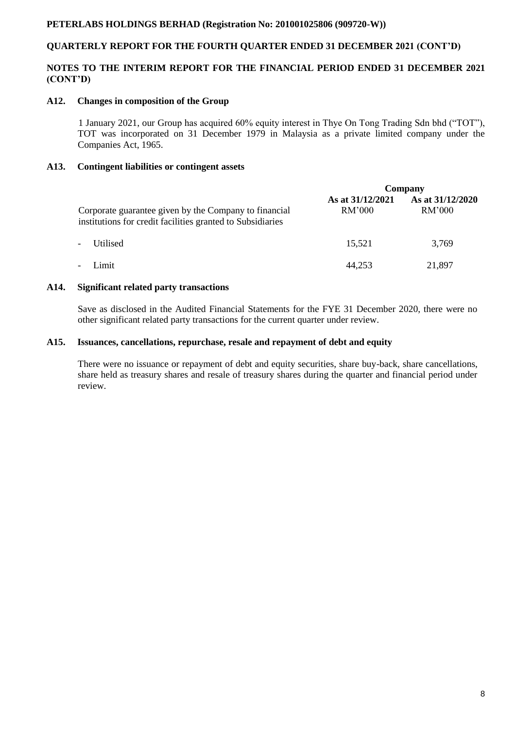### A12. Changes in composition of the Group

1 January 2021, our Group has acquired 60% equity interest in Thye On Tong Trading Sdn bhd ("TOT"), TOT was incorporated on 31 December 1979 in Malaysia as a private limited company under the Companies Act, 1965.

### A13. Contingent liabilities or contingent assets

| | Company | |
|---|---|---|
| Corporate guarantee given by the Company to financial institutions for credit facilities granted to Subsidiaries | **As at 31/12/2021** RM'000 | **As at 31/12/2020** RM'000 |
| - Utilised | 15,521 | 3,769 |
| - Limit | 44,253 | 21,897 |

### A14. Significant related party transactions

Save as disclosed in the Audited Financial Statements for the FYE 31 December 2020, there were no other significant related party transactions for the current quarter under review.

### A15. Issuances, cancellations, repurchase, resale and repayment of debt and equity

There were no issuance or repayment of debt and equity securities, share buy-back, share cancellations, share held as treasury shares and resale of treasury shares during the quarter and financial period under review.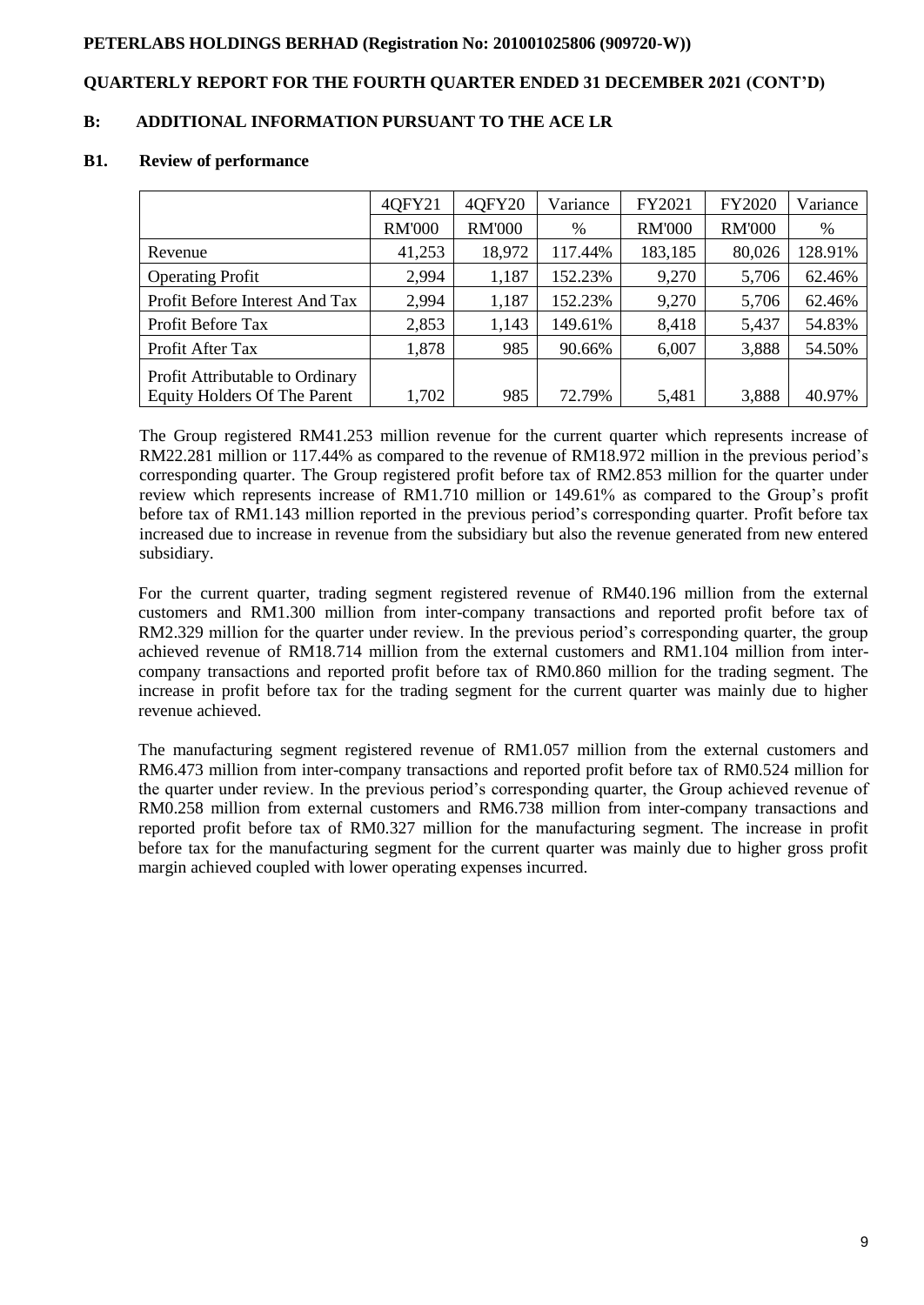## B: ADDITIONAL INFORMATION PURSUANT TO THE ACE LR

### B1. Review of performance

| | 4QFY21 | 4QFY20 | Variance | FY2021 | FY2020 | Variance |
|---|---|---|---|---|---|---|
| | RM'000 | RM'000 | % | RM'000 | RM'000 | % |
| Revenue | 41,253 | 18,972 | 117.44% | 183,185 | 80,026 | 128.91% |
| Operating Profit | 2,994 | 1,187 | 152.23% | 9,270 | 5,706 | 62.46% |
| Profit Before Interest And Tax | 2,994 | 1,187 | 152.23% | 9,270 | 5,706 | 62.46% |
| Profit Before Tax | 2,853 | 1,143 | 149.61% | 8,418 | 5,437 | 54.83% |
| Profit After Tax | 1,878 | 985 | 90.66% | 6,007 | 3,888 | 54.50% |
| Profit Attributable to Ordinary Equity Holders Of The Parent | 1,702 | 985 | 72.79% | 5,481 | 3,888 | 40.97% |

The Group registered RM41.253 million revenue for the current quarter which represents increase of RM22.281 million or 117.44% as compared to the revenue of RM18.972 million in the previous period's corresponding quarter. The Group registered profit before tax of RM2.853 million for the quarter under review which represents increase of RM1.710 million or 149.61% as compared to the Group's profit before tax of RM1.143 million reported in the previous period's corresponding quarter. Profit before tax increased due to increase in revenue from the subsidiary but also the revenue generated from new entered subsidiary.

For the current quarter, trading segment registered revenue of RM40.196 million from the external customers and RM1.300 million from inter-company transactions and reported profit before tax of RM2.329 million for the quarter under review. In the previous period's corresponding quarter, the group achieved revenue of RM18.714 million from the external customers and RM1.104 million from inter-company transactions and reported profit before tax of RM0.860 million for the trading segment. The increase in profit before tax for the trading segment for the current quarter was mainly due to higher revenue achieved.

The manufacturing segment registered revenue of RM1.057 million from the external customers and RM6.473 million from inter-company transactions and reported profit before tax of RM0.524 million for the quarter under review. In the previous period's corresponding quarter, the Group achieved revenue of RM0.258 million from external customers and RM6.738 million from inter-company transactions and reported profit before tax of RM0.327 million for the manufacturing segment. The increase in profit before tax for the manufacturing segment for the current quarter was mainly due to higher gross profit margin achieved coupled with lower operating expenses incurred.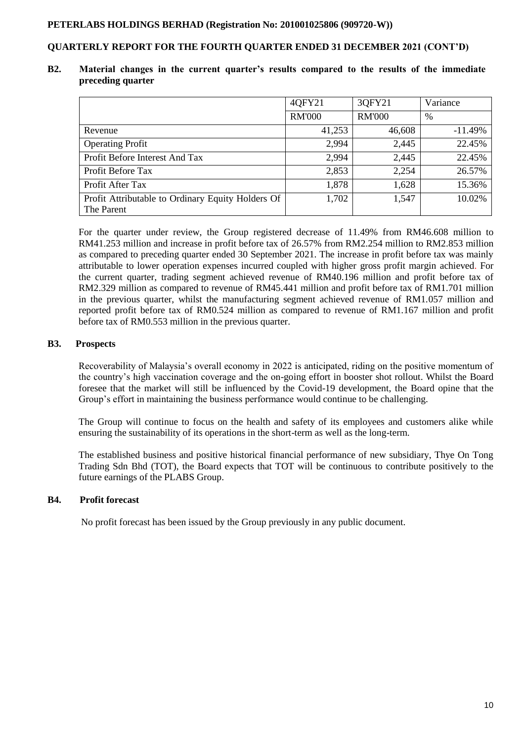## B2. Material changes in the current quarter's results compared to the results of the immediate preceding quarter

| | 4QFY21 | 3QFY21 | Variance |
|---|---|---|---|
| | RM'000 | RM'000 | % |
| Revenue | 41,253 | 46,608 | -11.49% |
| Operating Profit | 2,994 | 2,445 | 22.45% |
| Profit Before Interest And Tax | 2,994 | 2,445 | 22.45% |
| Profit Before Tax | 2,853 | 2,254 | 26.57% |
| Profit After Tax | 1,878 | 1,628 | 15.36% |
| Profit Attributable to Ordinary Equity Holders Of The Parent | 1,702 | 1,547 | 10.02% |

For the quarter under review, the Group registered decrease of 11.49% from RM46.608 million to RM41.253 million and increase in profit before tax of 26.57% from RM2.254 million to RM2.853 million as compared to preceding quarter ended 30 September 2021. The increase in profit before tax was mainly attributable to lower operation expenses incurred coupled with higher gross profit margin achieved. For the current quarter, trading segment achieved revenue of RM40.196 million and profit before tax of RM2.329 million as compared to revenue of RM45.441 million and profit before tax of RM1.701 million in the previous quarter, whilst the manufacturing segment achieved revenue of RM1.057 million and reported profit before tax of RM0.524 million as compared to revenue of RM1.167 million and profit before tax of RM0.553 million in the previous quarter.

## B3. Prospects

Recoverability of Malaysia's overall economy in 2022 is anticipated, riding on the positive momentum of the country's high vaccination coverage and the on-going effort in booster shot rollout. Whilst the Board foresee that the market will still be influenced by the Covid-19 development, the Board opine that the Group's effort in maintaining the business performance would continue to be challenging.

The Group will continue to focus on the health and safety of its employees and customers alike while ensuring the sustainability of its operations in the short-term as well as the long-term.

The established business and positive historical financial performance of new subsidiary, Thye On Tong Trading Sdn Bhd (TOT), the Board expects that TOT will be continuous to contribute positively to the future earnings of the PLABS Group.

## B4. Profit forecast

No profit forecast has been issued by the Group previously in any public document.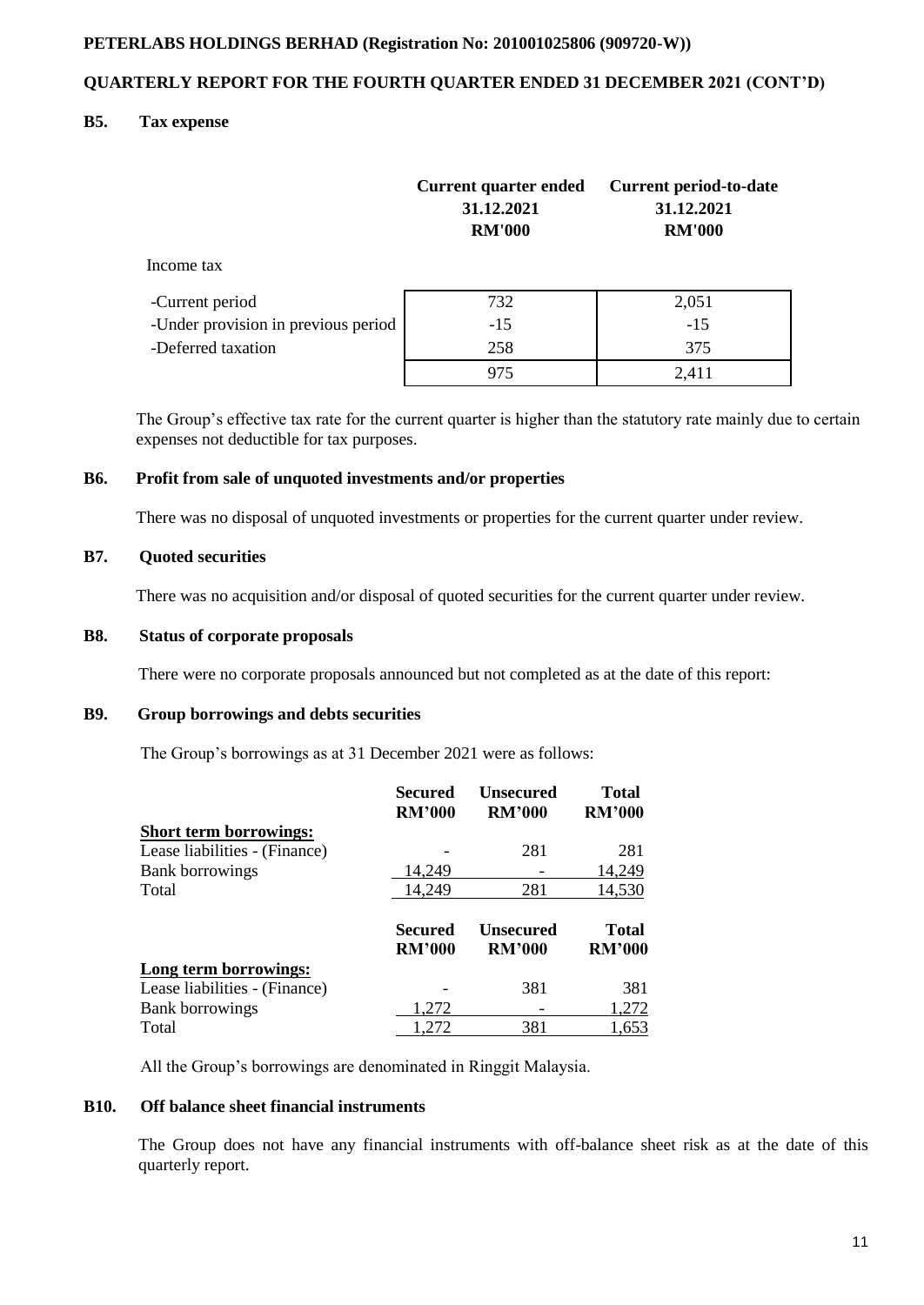**PETERLABS HOLDINGS BERHAD (Registration No: 201001025806 (909720-W))**

**QUARTERLY REPORT FOR THE FOURTH QUARTER ENDED 31 DECEMBER 2021 (CONT'D)**

## B5. Tax expense

| | Current quarter ended 31.12.2021 RM'000 | Current period-to-date 31.12.2021 RM'000 |
|---|---|---|
| Income tax | | |
| -Current period | 732 | 2,051 |
| -Under provision in previous period | -15 | -15 |
| -Deferred taxation | 258 | 375 |
| | 975 | 2,411 |

The Group's effective tax rate for the current quarter is higher than the statutory rate mainly due to certain expenses not deductible for tax purposes.

## B6. Profit from sale of unquoted investments and/or properties

There was no disposal of unquoted investments or properties for the current quarter under review.

## B7. Quoted securities

There was no acquisition and/or disposal of quoted securities for the current quarter under review.

## B8. Status of corporate proposals

There were no corporate proposals announced but not completed as at the date of this report:

## B9. Group borrowings and debts securities

The Group's borrowings as at 31 December 2021 were as follows:

| | Secured RM'000 | Unsecured RM'000 | Total RM'000 |
|---|---|---|---|
| **Short term borrowings:** | | | |
| Lease liabilities - (Finance) | - | 281 | 281 |
| Bank borrowings | 14,249 | - | 14,249 |
| Total | 14,249 | 281 | 14,530 |

| | Secured RM'000 | Unsecured RM'000 | Total RM'000 |
|---|---|---|---|
| **Long term borrowings:** | | | |
| Lease liabilities - (Finance) | - | 381 | 381 |
| Bank borrowings | 1,272 | - | 1,272 |
| Total | 1,272 | 381 | 1,653 |

All the Group's borrowings are denominated in Ringgit Malaysia.

## B10. Off balance sheet financial instruments

The Group does not have any financial instruments with off-balance sheet risk as at the date of this quarterly report.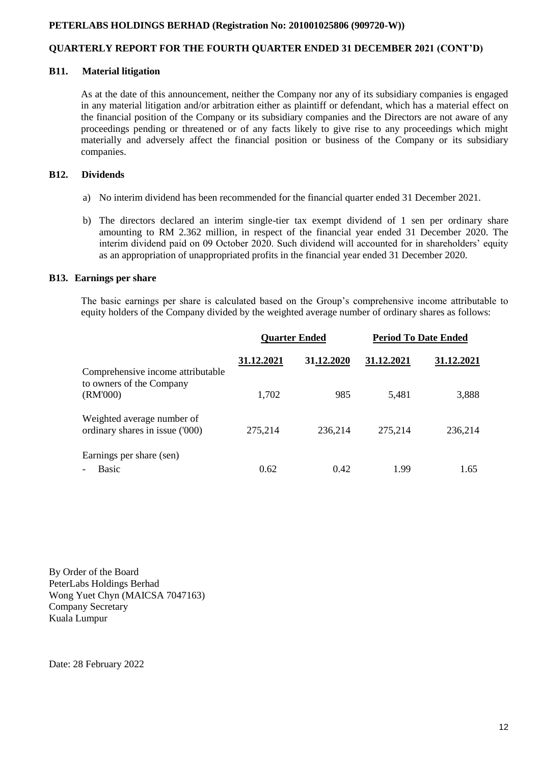**PETERLABS HOLDINGS BERHAD (Registration No: 201001025806 (909720-W))**

**QUARTERLY REPORT FOR THE FOURTH QUARTER ENDED 31 DECEMBER 2021 (CONT'D)**

### B11. Material litigation

As at the date of this announcement, neither the Company nor any of its subsidiary companies is engaged in any material litigation and/or arbitration either as plaintiff or defendant, which has a material effect on the financial position of the Company or its subsidiary companies and the Directors are not aware of any proceedings pending or threatened or of any facts likely to give rise to any proceedings which might materially and adversely affect the financial position or business of the Company or its subsidiary companies.

### B12. Dividends

a) No interim dividend has been recommended for the financial quarter ended 31 December 2021.

b) The directors declared an interim single-tier tax exempt dividend of 1 sen per ordinary share amounting to RM 2.362 million, in respect of the financial year ended 31 December 2020. The interim dividend paid on 09 October 2020. Such dividend will accounted for in shareholders' equity as an appropriation of unappropriated profits in the financial year ended 31 December 2020.

### B13. Earnings per share

The basic earnings per share is calculated based on the Group's comprehensive income attributable to equity holders of the Company divided by the weighted average number of ordinary shares as follows:

| | Quarter Ended | | Period To Date Ended | |
|---|---|---|---|---|
| | 31.12.2021 | 31.12.2020 | 31.12.2021 | 31.12.2021 |
| Comprehensive income attributable to owners of the Company (RM'000) | 1,702 | 985 | 5,481 | 3,888 |
| Weighted average number of ordinary shares in issue ('000) | 275,214 | 236,214 | 275,214 | 236,214 |
| Earnings per share (sen) | | | | |
| - Basic | 0.62 | 0.42 | 1.99 | 1.65 |

By Order of the Board
PeterLabs Holdings Berhad
Wong Yuet Chyn (MAICSA 7047163)
Company Secretary
Kuala Lumpur

Date: 28 February 2022